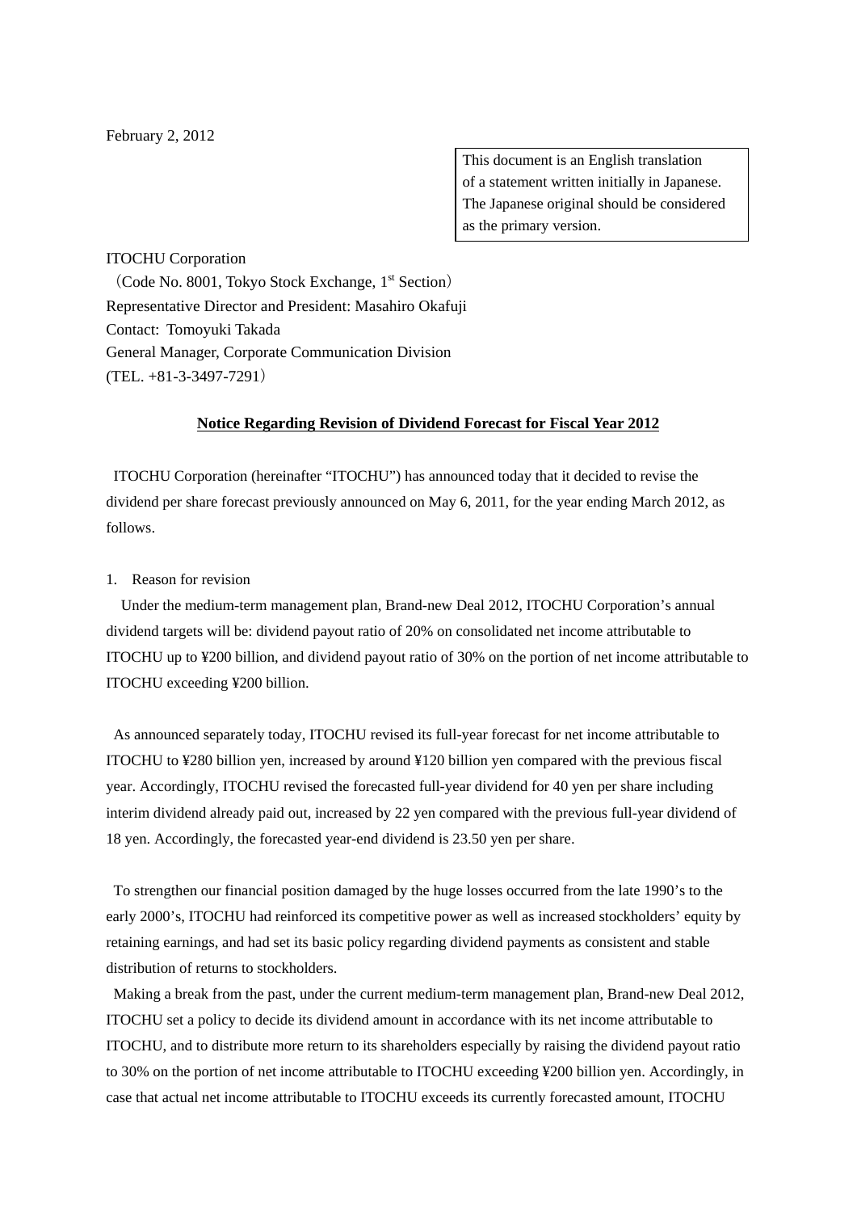February 2, 2012

> This document is an English translation of a statement written initially in Japanese. The Japanese original should be considered as the primary version.

ITOCHU Corporation
（Code No. 8001, Tokyo Stock Exchange, 1st Section）
Representative Director and President: Masahiro Okafuji
Contact: Tomoyuki Takada
General Manager, Corporate Communication Division
(TEL. +81-3-3497-7291）

## Notice Regarding Revision of Dividend Forecast for Fiscal Year 2012

ITOCHU Corporation (hereinafter "ITOCHU") has announced today that it decided to revise the dividend per share forecast previously announced on May 6, 2011, for the year ending March 2012, as follows.

1. Reason for revision

Under the medium-term management plan, Brand-new Deal 2012, ITOCHU Corporation's annual dividend targets will be: dividend payout ratio of 20% on consolidated net income attributable to ITOCHU up to ¥200 billion, and dividend payout ratio of 30% on the portion of net income attributable to ITOCHU exceeding ¥200 billion.

As announced separately today, ITOCHU revised its full-year forecast for net income attributable to ITOCHU to ¥280 billion yen, increased by around ¥120 billion yen compared with the previous fiscal year. Accordingly, ITOCHU revised the forecasted full-year dividend for 40 yen per share including interim dividend already paid out, increased by 22 yen compared with the previous full-year dividend of 18 yen. Accordingly, the forecasted year-end dividend is 23.50 yen per share.

To strengthen our financial position damaged by the huge losses occurred from the late 1990's to the early 2000's, ITOCHU had reinforced its competitive power as well as increased stockholders' equity by retaining earnings, and had set its basic policy regarding dividend payments as consistent and stable distribution of returns to stockholders.

Making a break from the past, under the current medium-term management plan, Brand-new Deal 2012, ITOCHU set a policy to decide its dividend amount in accordance with its net income attributable to ITOCHU, and to distribute more return to its shareholders especially by raising the dividend payout ratio to 30% on the portion of net income attributable to ITOCHU exceeding ¥200 billion yen. Accordingly, in case that actual net income attributable to ITOCHU exceeds its currently forecasted amount, ITOCHU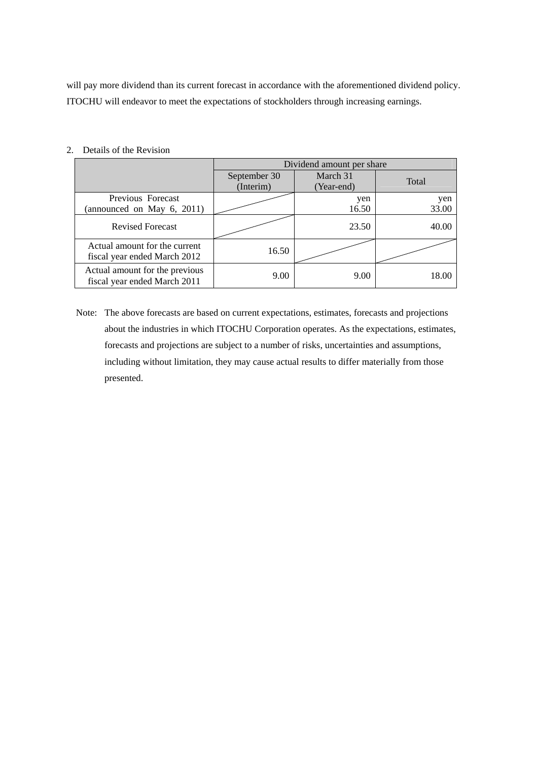will pay more dividend than its current forecast in accordance with the aforementioned dividend policy. ITOCHU will endeavor to meet the expectations of stockholders through increasing earnings.

2. Details of the Revision

| | Dividend amount per share | | |
|---|---|---|---|
| | September 30 (Interim) | March 31 (Year-end) | Total |
| Previous Forecast (announced on May 6, 2011) | | yen 16.50 | yen 33.00 |
| Revised Forecast | | 23.50 | 40.00 |
| Actual amount for the current fiscal year ended March 2012 | 16.50 | | |
| Actual amount for the previous fiscal year ended March 2011 | 9.00 | 9.00 | 18.00 |

Note: The above forecasts are based on current expectations, estimates, forecasts and projections about the industries in which ITOCHU Corporation operates. As the expectations, estimates, forecasts and projections are subject to a number of risks, uncertainties and assumptions, including without limitation, they may cause actual results to differ materially from those presented.